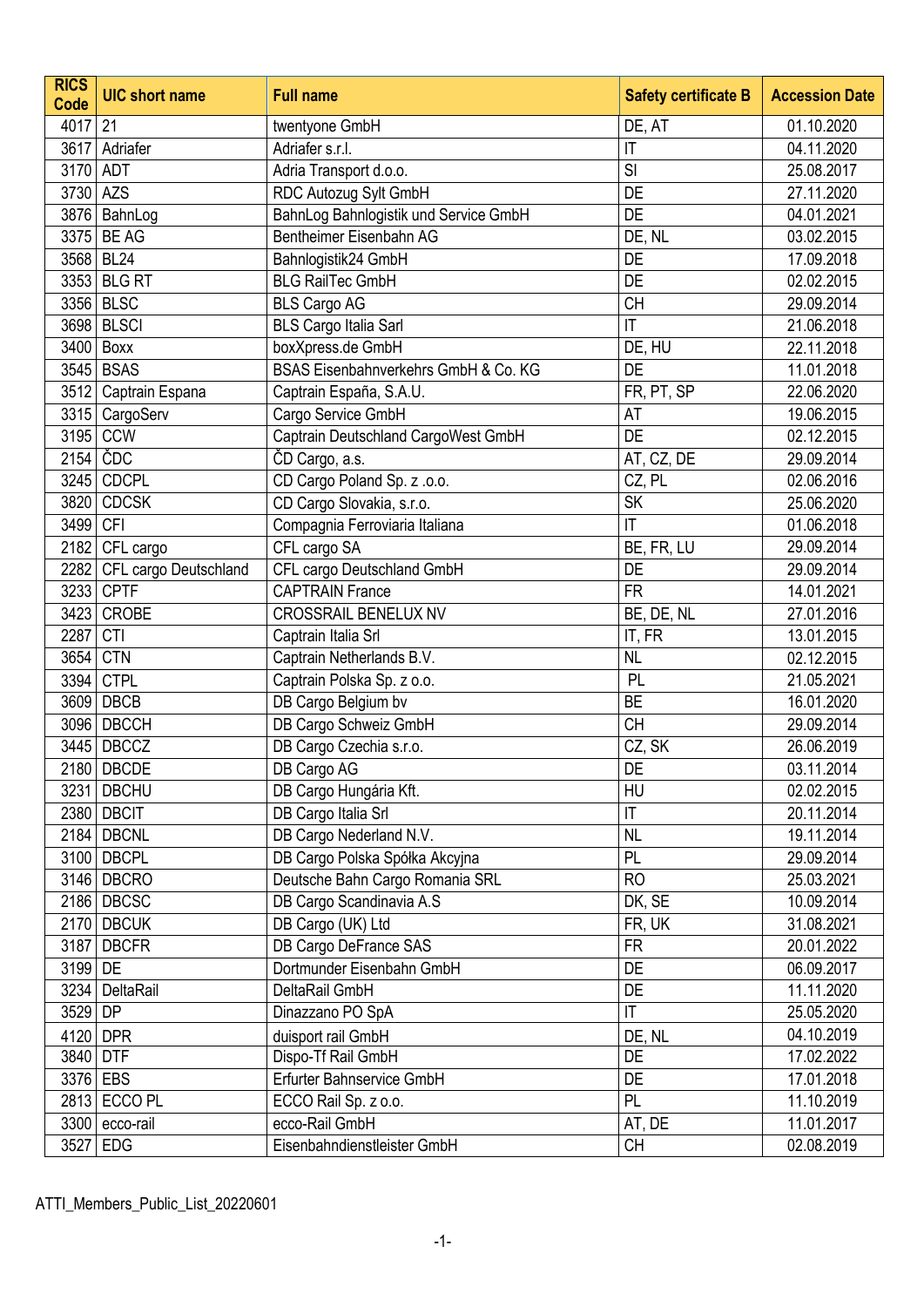| RICS Code | UIC short name | Full name | Safety certificate B | Accession Date |
|---|---|---|---|---|
| 4017 | 21 | twentyone GmbH | DE, AT | 01.10.2020 |
| 3617 | Adriafer | Adriafer s.r.l. | IT | 04.11.2020 |
| 3170 | ADT | Adria Transport d.o.o. | SI | 25.08.2017 |
| 3730 | AZS | RDC Autozug Sylt GmbH | DE | 27.11.2020 |
| 3876 | BahnLog | BahnLog Bahnlogistik und Service GmbH | DE | 04.01.2021 |
| 3375 | BE AG | Bentheimer Eisenbahn AG | DE, NL | 03.02.2015 |
| 3568 | BL24 | Bahnlogistik24 GmbH | DE | 17.09.2018 |
| 3353 | BLG RT | BLG RailTec GmbH | DE | 02.02.2015 |
| 3356 | BLSC | BLS Cargo AG | CH | 29.09.2014 |
| 3698 | BLSCI | BLS Cargo Italia Sarl | IT | 21.06.2018 |
| 3400 | Boxx | boxXpress.de GmbH | DE, HU | 22.11.2018 |
| 3545 | BSAS | BSAS Eisenbahnverkehrs GmbH & Co. KG | DE | 11.01.2018 |
| 3512 | Captrain Espana | Captrain España, S.A.U. | FR, PT, SP | 22.06.2020 |
| 3315 | CargoServ | Cargo Service GmbH | AT | 19.06.2015 |
| 3195 | CCW | Captrain Deutschland CargoWest GmbH | DE | 02.12.2015 |
| 2154 | ČDC | ČD Cargo, a.s. | AT, CZ, DE | 29.09.2014 |
| 3245 | CDCPL | CD Cargo Poland Sp. z .o.o. | CZ, PL | 02.06.2016 |
| 3820 | CDCSK | CD Cargo Slovakia, s.r.o. | SK | 25.06.2020 |
| 3499 | CFI | Compagnia Ferroviaria Italiana | IT | 01.06.2018 |
| 2182 | CFL cargo | CFL cargo SA | BE, FR, LU | 29.09.2014 |
| 2282 | CFL cargo Deutschland | CFL cargo Deutschland GmbH | DE | 29.09.2014 |
| 3233 | CPTF | CAPTRAIN France | FR | 14.01.2021 |
| 3423 | CROBE | CROSSRAIL BENELUX NV | BE, DE, NL | 27.01.2016 |
| 2287 | CTI | Captrain Italia Srl | IT, FR | 13.01.2015 |
| 3654 | CTN | Captrain Netherlands B.V. | NL | 02.12.2015 |
| 3394 | CTPL | Captrain Polska Sp. z o.o. | PL | 21.05.2021 |
| 3609 | DBCB | DB Cargo Belgium bv | BE | 16.01.2020 |
| 3096 | DBCCH | DB Cargo Schweiz GmbH | CH | 29.09.2014 |
| 3445 | DBCCZ | DB Cargo Czechia s.r.o. | CZ, SK | 26.06.2019 |
| 2180 | DBCDE | DB Cargo AG | DE | 03.11.2014 |
| 3231 | DBCHU | DB Cargo Hungária Kft. | HU | 02.02.2015 |
| 2380 | DBCIT | DB Cargo Italia Srl | IT | 20.11.2014 |
| 2184 | DBCNL | DB Cargo Nederland N.V. | NL | 19.11.2014 |
| 3100 | DBCPL | DB Cargo Polska Spółka Akcyjna | PL | 29.09.2014 |
| 3146 | DBCRO | Deutsche Bahn Cargo Romania SRL | RO | 25.03.2021 |
| 2186 | DBCSC | DB Cargo Scandinavia A.S | DK, SE | 10.09.2014 |
| 2170 | DBCUK | DB Cargo (UK) Ltd | FR, UK | 31.08.2021 |
| 3187 | DBCFR | DB Cargo DeFrance SAS | FR | 20.01.2022 |
| 3199 | DE | Dortmunder Eisenbahn GmbH | DE | 06.09.2017 |
| 3234 | DeltaRail | DeltaRail GmbH | DE | 11.11.2020 |
| 3529 | DP | Dinazzano PO SpA | IT | 25.05.2020 |
| 4120 | DPR | duisport rail GmbH | DE, NL | 04.10.2019 |
| 3840 | DTF | Dispo-Tf Rail GmbH | DE | 17.02.2022 |
| 3376 | EBS | Erfurter Bahnservice GmbH | DE | 17.01.2018 |
| 2813 | ECCO PL | ECCO Rail Sp. z o.o. | PL | 11.10.2019 |
| 3300 | ecco-rail | ecco-Rail GmbH | AT, DE | 11.01.2017 |
| 3527 | EDG | Eisenbahndienstleister GmbH | CH | 02.08.2019 |

ATTI_Members_Public_List_20220601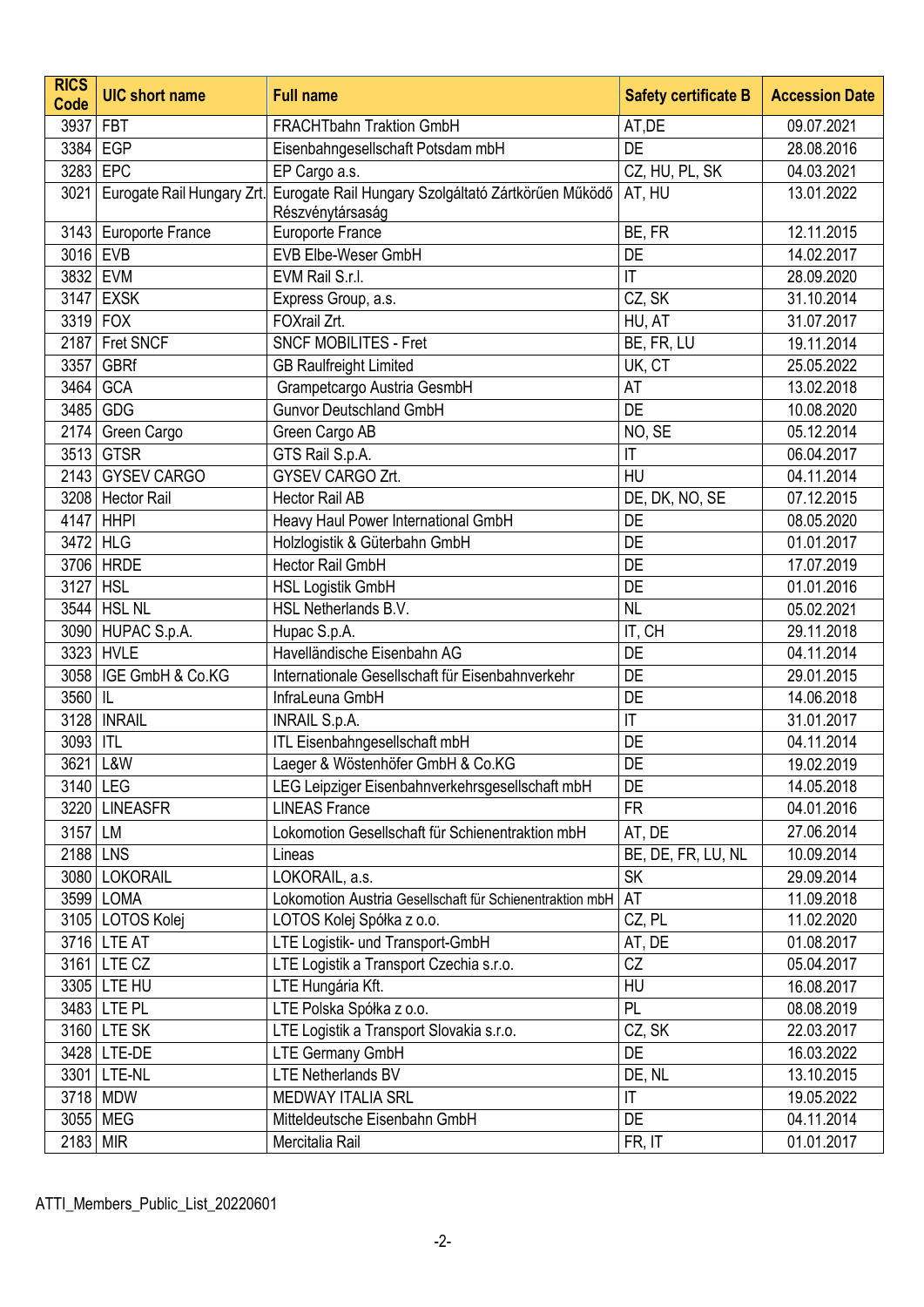| RICS Code | UIC short name | Full name | Safety certificate B | Accession Date |
|---|---|---|---|---|
| 3937 | FBT | FRACHTbahn Traktion GmbH | AT,DE | 09.07.2021 |
| 3384 | EGP | Eisenbahngesellschaft Potsdam mbH | DE | 28.08.2016 |
| 3283 | EPC | EP Cargo a.s. | CZ, HU, PL, SK | 04.03.2021 |
| 3021 | Eurogate Rail Hungary Zrt. | Eurogate Rail Hungary Szolgáltató Zártkörűen Működő Részvénytársaság | AT, HU | 13.01.2022 |
| 3143 | Europorte France | Europorte France | BE, FR | 12.11.2015 |
| 3016 | EVB | EVB Elbe-Weser GmbH | DE | 14.02.2017 |
| 3832 | EVM | EVM Rail S.r.l. | IT | 28.09.2020 |
| 3147 | EXSK | Express Group, a.s. | CZ, SK | 31.10.2014 |
| 3319 | FOX | FOXrail Zrt. | HU, AT | 31.07.2017 |
| 2187 | Fret SNCF | SNCF MOBILITES - Fret | BE, FR, LU | 19.11.2014 |
| 3357 | GBRf | GB Raulfreight Limited | UK, CT | 25.05.2022 |
| 3464 | GCA | Grampetcargo Austria GesmbH | AT | 13.02.2018 |
| 3485 | GDG | Gunvor Deutschland GmbH | DE | 10.08.2020 |
| 2174 | Green Cargo | Green Cargo AB | NO, SE | 05.12.2014 |
| 3513 | GTSR | GTS Rail S.p.A. | IT | 06.04.2017 |
| 2143 | GYSEV CARGO | GYSEV CARGO Zrt. | HU | 04.11.2014 |
| 3208 | Hector Rail | Hector Rail AB | DE, DK, NO, SE | 07.12.2015 |
| 4147 | HHPI | Heavy Haul Power International GmbH | DE | 08.05.2020 |
| 3472 | HLG | Holzlogistik & Güterbahn GmbH | DE | 01.01.2017 |
| 3706 | HRDE | Hector Rail GmbH | DE | 17.07.2019 |
| 3127 | HSL | HSL Logistik GmbH | DE | 01.01.2016 |
| 3544 | HSL NL | HSL Netherlands B.V. | NL | 05.02.2021 |
| 3090 | HUPAC S.p.A. | Hupac S.p.A. | IT, CH | 29.11.2018 |
| 3323 | HVLE | Havelländische Eisenbahn AG | DE | 04.11.2014 |
| 3058 | IGE GmbH & Co.KG | Internationale Gesellschaft für Eisenbahnverkehr | DE | 29.01.2015 |
| 3560 | IL | InfraLeuna GmbH | DE | 14.06.2018 |
| 3128 | INRAIL | INRAIL S.p.A. | IT | 31.01.2017 |
| 3093 | ITL | ITL Eisenbahngesellschaft mbH | DE | 04.11.2014 |
| 3621 | L&W | Laeger & Wöstenhöfer GmbH & Co.KG | DE | 19.02.2019 |
| 3140 | LEG | LEG Leipziger Eisenbahnverkehrsgesellschaft mbH | DE | 14.05.2018 |
| 3220 | LINEASFR | LINEAS France | FR | 04.01.2016 |
| 3157 | LM | Lokomotion Gesellschaft für Schienentraktion mbH | AT, DE | 27.06.2014 |
| 2188 | LNS | Lineas | BE, DE, FR, LU, NL | 10.09.2014 |
| 3080 | LOKORAIL | LOKORAIL, a.s. | SK | 29.09.2014 |
| 3599 | LOMA | Lokomotion Austria Gesellschaft für Schienentraktion mbH | AT | 11.09.2018 |
| 3105 | LOTOS Kolej | LOTOS Kolej Spółka z o.o. | CZ, PL | 11.02.2020 |
| 3716 | LTE AT | LTE Logistik- und Transport-GmbH | AT, DE | 01.08.2017 |
| 3161 | LTE CZ | LTE Logistik a Transport Czechia s.r.o. | CZ | 05.04.2017 |
| 3305 | LTE HU | LTE Hungária Kft. | HU | 16.08.2017 |
| 3483 | LTE PL | LTE Polska Spółka z o.o. | PL | 08.08.2019 |
| 3160 | LTE SK | LTE Logistik a Transport Slovakia s.r.o. | CZ, SK | 22.03.2017 |
| 3428 | LTE-DE | LTE Germany GmbH | DE | 16.03.2022 |
| 3301 | LTE-NL | LTE Netherlands BV | DE, NL | 13.10.2015 |
| 3718 | MDW | MEDWAY ITALIA SRL | IT | 19.05.2022 |
| 3055 | MEG | Mitteldeutsche Eisenbahn GmbH | DE | 04.11.2014 |
| 2183 | MIR | Mercitalia Rail | FR, IT | 01.01.2017 |

ATTI_Members_Public_List_20220601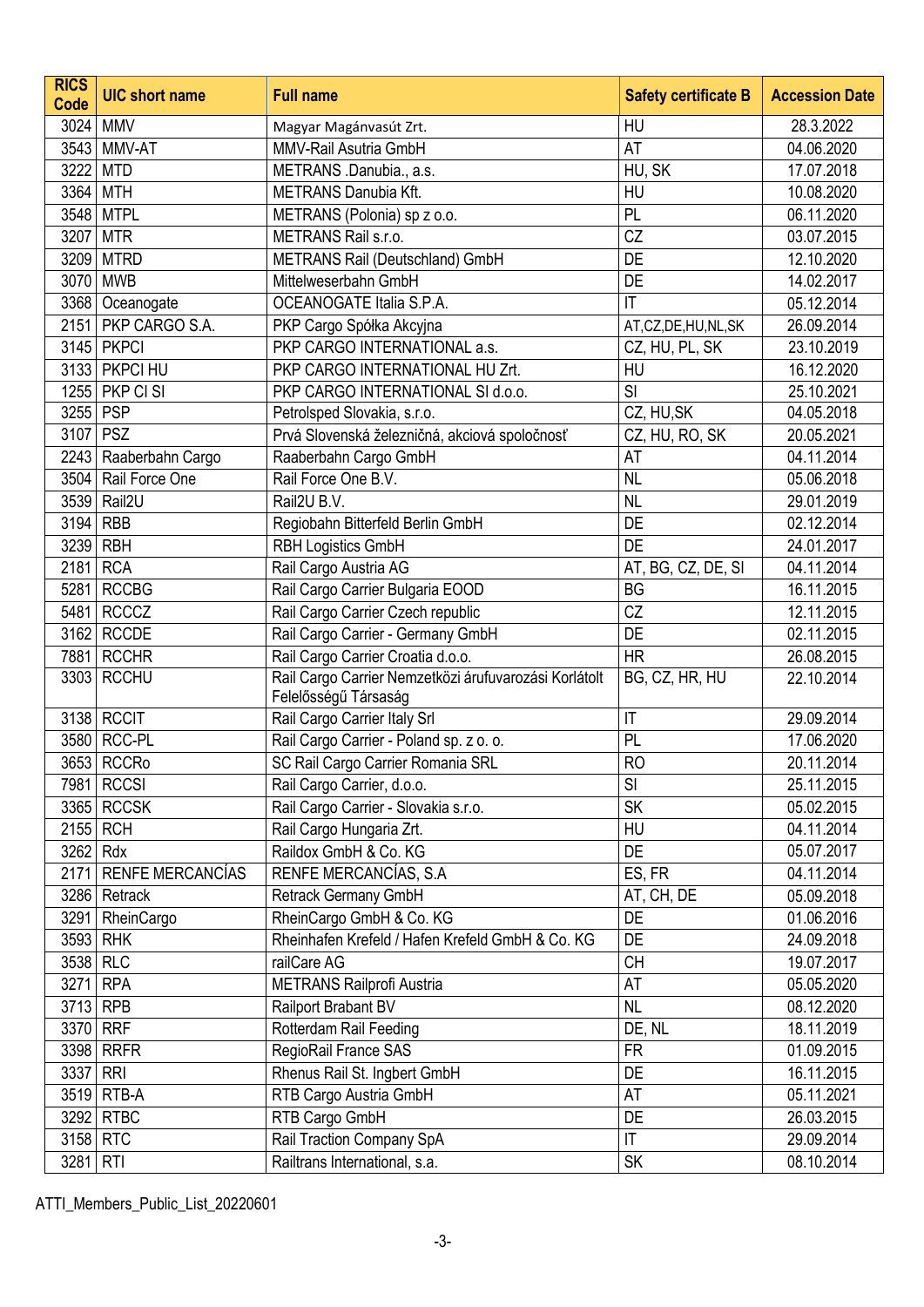| RICS Code | UIC short name | Full name | Safety certificate B | Accession Date |
|---|---|---|---|---|
| 3024 | MMV | Magyar Magánvasút Zrt. | HU | 28.3.2022 |
| 3543 | MMV-AT | MMV-Rail Asutria GmbH | AT | 04.06.2020 |
| 3222 | MTD | METRANS .Danubia., a.s. | HU, SK | 17.07.2018 |
| 3364 | MTH | METRANS Danubia Kft. | HU | 10.08.2020 |
| 3548 | MTPL | METRANS (Polonia) sp z o.o. | PL | 06.11.2020 |
| 3207 | MTR | METRANS Rail s.r.o. | CZ | 03.07.2015 |
| 3209 | MTRD | METRANS Rail (Deutschland) GmbH | DE | 12.10.2020 |
| 3070 | MWB | Mittelweserbahn GmbH | DE | 14.02.2017 |
| 3368 | Oceanogate | OCEANOGATE Italia S.P.A. | IT | 05.12.2014 |
| 2151 | PKP CARGO S.A. | PKP Cargo Spółka Akcyjna | AT,CZ,DE,HU,NL,SK | 26.09.2014 |
| 3145 | PKPCI | PKP CARGO INTERNATIONAL a.s. | CZ, HU, PL, SK | 23.10.2019 |
| 3133 | PKPCI HU | PKP CARGO INTERNATIONAL HU Zrt. | HU | 16.12.2020 |
| 1255 | PKP CI SI | PKP CARGO INTERNATIONAL SI d.o.o. | SI | 25.10.2021 |
| 3255 | PSP | Petrolsped Slovakia, s.r.o. | CZ, HU,SK | 04.05.2018 |
| 3107 | PSZ | Prvá Slovenská železničná, akciová spoločnosť | CZ, HU, RO, SK | 20.05.2021 |
| 2243 | Raaberbahn Cargo | Raaberbahn Cargo GmbH | AT | 04.11.2014 |
| 3504 | Rail Force One | Rail Force One B.V. | NL | 05.06.2018 |
| 3539 | Rail2U | Rail2U B.V. | NL | 29.01.2019 |
| 3194 | RBB | Regiobahn Bitterfeld Berlin GmbH | DE | 02.12.2014 |
| 3239 | RBH | RBH Logistics GmbH | DE | 24.01.2017 |
| 2181 | RCA | Rail Cargo Austria AG | AT, BG, CZ, DE, SI | 04.11.2014 |
| 5281 | RCCBG | Rail Cargo Carrier Bulgaria EOOD | BG | 16.11.2015 |
| 5481 | RCCCZ | Rail Cargo Carrier Czech republic | CZ | 12.11.2015 |
| 3162 | RCCDE | Rail Cargo Carrier - Germany GmbH | DE | 02.11.2015 |
| 7881 | RCCHR | Rail Cargo Carrier Croatia d.o.o. | HR | 26.08.2015 |
| 3303 | RCCHU | Rail Cargo Carrier Nemzetközi árufuvarozási Korlátolt Felelősségű Társaság | BG, CZ, HR, HU | 22.10.2014 |
| 3138 | RCCIT | Rail Cargo Carrier Italy Srl | IT | 29.09.2014 |
| 3580 | RCC-PL | Rail Cargo Carrier - Poland sp. z o. o. | PL | 17.06.2020 |
| 3653 | RCCRo | SC Rail Cargo Carrier Romania SRL | RO | 20.11.2014 |
| 7981 | RCCSI | Rail Cargo Carrier, d.o.o. | SI | 25.11.2015 |
| 3365 | RCCSK | Rail Cargo Carrier - Slovakia s.r.o. | SK | 05.02.2015 |
| 2155 | RCH | Rail Cargo Hungaria Zrt. | HU | 04.11.2014 |
| 3262 | Rdx | Raildox GmbH & Co. KG | DE | 05.07.2017 |
| 2171 | RENFE MERCANCÍAS | RENFE MERCANCÍAS, S.A | ES, FR | 04.11.2014 |
| 3286 | Retrack | Retrack Germany GmbH | AT, CH, DE | 05.09.2018 |
| 3291 | RheinCargo | RheinCargo GmbH & Co. KG | DE | 01.06.2016 |
| 3593 | RHK | Rheinhafen Krefeld / Hafen Krefeld GmbH & Co. KG | DE | 24.09.2018 |
| 3538 | RLC | railCare AG | CH | 19.07.2017 |
| 3271 | RPA | METRANS Railprofi Austria | AT | 05.05.2020 |
| 3713 | RPB | Railport Brabant BV | NL | 08.12.2020 |
| 3370 | RRF | Rotterdam Rail Feeding | DE, NL | 18.11.2019 |
| 3398 | RRFR | RegioRail France SAS | FR | 01.09.2015 |
| 3337 | RRI | Rhenus Rail St. Ingbert GmbH | DE | 16.11.2015 |
| 3519 | RTB-A | RTB Cargo Austria GmbH | AT | 05.11.2021 |
| 3292 | RTBC | RTB Cargo GmbH | DE | 26.03.2015 |
| 3158 | RTC | Rail Traction Company SpA | IT | 29.09.2014 |
| 3281 | RTI | Railtrans International, s.a. | SK | 08.10.2014 |

ATTI_Members_Public_List_20220601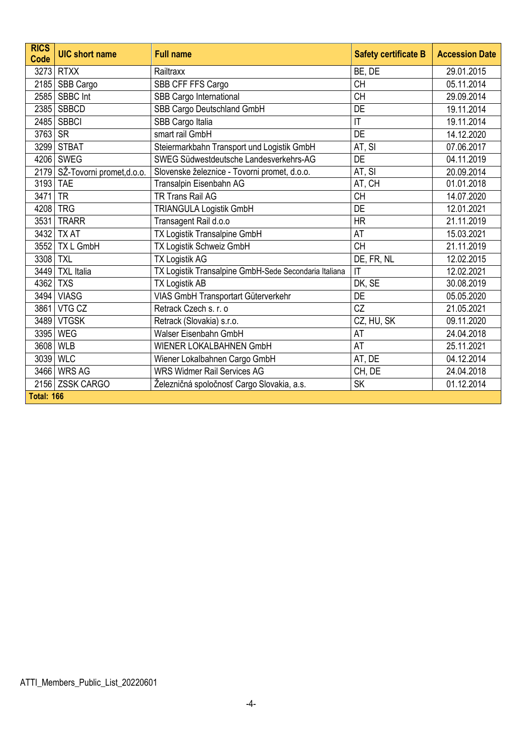| RICS Code | UIC short name | Full name | Safety certificate B | Accession Date |
|---|---|---|---|---|
| 3273 | RTXX | Railtraxx | BE, DE | 29.01.2015 |
| 2185 | SBB Cargo | SBB CFF FFS Cargo | CH | 05.11.2014 |
| 2585 | SBBC Int | SBB Cargo International | CH | 29.09.2014 |
| 2385 | SBBCD | SBB Cargo Deutschland GmbH | DE | 19.11.2014 |
| 2485 | SBBCI | SBB Cargo Italia | IT | 19.11.2014 |
| 3763 | SR | smart rail GmbH | DE | 14.12.2020 |
| 3299 | STBAT | Steiermarkbahn Transport und Logistik GmbH | AT, SI | 07.06.2017 |
| 4206 | SWEG | SWEG Südwestdeutsche Landesverkehrs-AG | DE | 04.11.2019 |
| 2179 | SŽ-Tovorni promet,d.o.o. | Slovenske železnice - Tovorni promet, d.o.o. | AT, SI | 20.09.2014 |
| 3193 | TAE | Transalpin Eisenbahn AG | AT, CH | 01.01.2018 |
| 3471 | TR | TR Trans Rail AG | CH | 14.07.2020 |
| 4208 | TRG | TRIANGULA Logistik GmbH | DE | 12.01.2021 |
| 3531 | TRARR | Transagent Rail d.o.o | HR | 21.11.2019 |
| 3432 | TX AT | TX Logistik Transalpine GmbH | AT | 15.03.2021 |
| 3552 | TX L GmbH | TX Logistik Schweiz GmbH | CH | 21.11.2019 |
| 3308 | TXL | TX Logistik AG | DE, FR, NL | 12.02.2015 |
| 3449 | TXL Italia | TX Logistik Transalpine GmbH-Sede Secondaria Italiana | IT | 12.02.2021 |
| 4362 | TXS | TX Logistik AB | DK, SE | 30.08.2019 |
| 3494 | VIASG | VIAS GmbH Transportart Güterverkehr | DE | 05.05.2020 |
| 3861 | VTG CZ | Retrack Czech s. r. o | CZ | 21.05.2021 |
| 3489 | VTGSK | Retrack (Slovakia) s.r.o. | CZ, HU, SK | 09.11.2020 |
| 3395 | WEG | Walser Eisenbahn GmbH | AT | 24.04.2018 |
| 3608 | WLB | WIENER LOKALBAHNEN GmbH | AT | 25.11.2021 |
| 3039 | WLC | Wiener Lokalbahnen Cargo GmbH | AT, DE | 04.12.2014 |
| 3466 | WRS AG | WRS Widmer Rail Services AG | CH, DE | 24.04.2018 |
| 2156 | ZSSK CARGO | Železničná spoločnosť Cargo Slovakia, a.s. | SK | 01.12.2014 |
| **Total: 166** | | | | |

ATTI_Members_Public_List_20220601